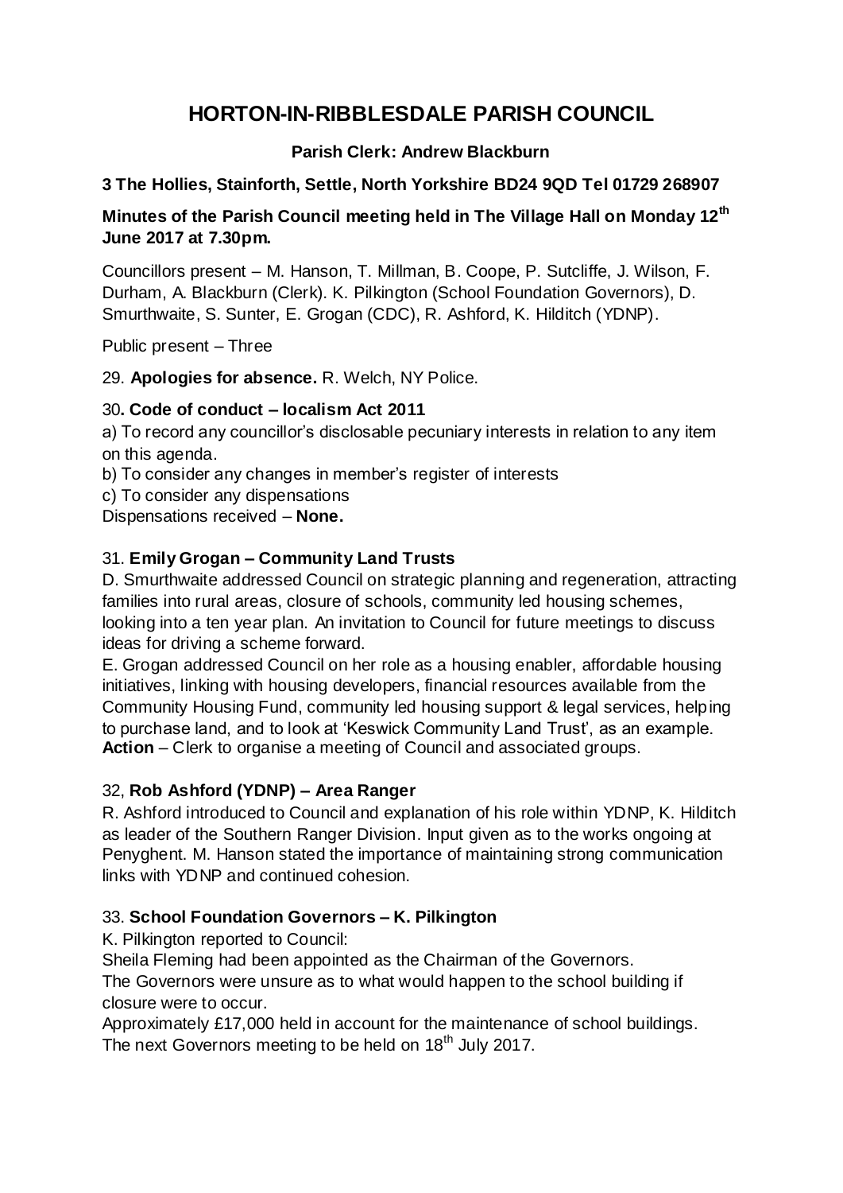# HORTON-IN-RIBBLESDALE PARISH COUNCIL

**Parish Clerk: Andrew Blackburn**

**3 The Hollies, Stainforth, Settle, North Yorkshire BD24 9QD Tel 01729 268907**

**Minutes of the Parish Council meeting held in The Village Hall on Monday 12th June 2017 at 7.30pm.**

Councillors present – M. Hanson, T. Millman, B. Coope, P. Sutcliffe, J. Wilson, F. Durham, A. Blackburn (Clerk). K. Pilkington (School Foundation Governors), D. Smurthwaite, S. Sunter, E. Grogan (CDC), R. Ashford, K. Hilditch (YDNP).

Public present – Three

29. **Apologies for absence.** R. Welch, NY Police.

30**. Code of conduct – localism Act 2011**

a) To record any councillor's disclosable pecuniary interests in relation to any item on this agenda.

b) To consider any changes in member's register of interests

c) To consider any dispensations

Dispensations received – **None.**

31. **Emily Grogan – Community Land Trusts**

D. Smurthwaite addressed Council on strategic planning and regeneration, attracting families into rural areas, closure of schools, community led housing schemes, looking into a ten year plan. An invitation to Council for future meetings to discuss ideas for driving a scheme forward.

E. Grogan addressed Council on her role as a housing enabler, affordable housing initiatives, linking with housing developers, financial resources available from the Community Housing Fund, community led housing support & legal services, helping to purchase land, and to look at 'Keswick Community Land Trust', as an example.

**Action** – Clerk to organise a meeting of Council and associated groups.

32, **Rob Ashford (YDNP) – Area Ranger**

R. Ashford introduced to Council and explanation of his role within YDNP, K. Hilditch as leader of the Southern Ranger Division. Input given as to the works ongoing at Penyghent. M. Hanson stated the importance of maintaining strong communication links with YDNP and continued cohesion.

33. **School Foundation Governors – K. Pilkington**

K. Pilkington reported to Council:

Sheila Fleming had been appointed as the Chairman of the Governors.

The Governors were unsure as to what would happen to the school building if closure were to occur.

Approximately £17,000 held in account for the maintenance of school buildings.

The next Governors meeting to be held on 18th July 2017.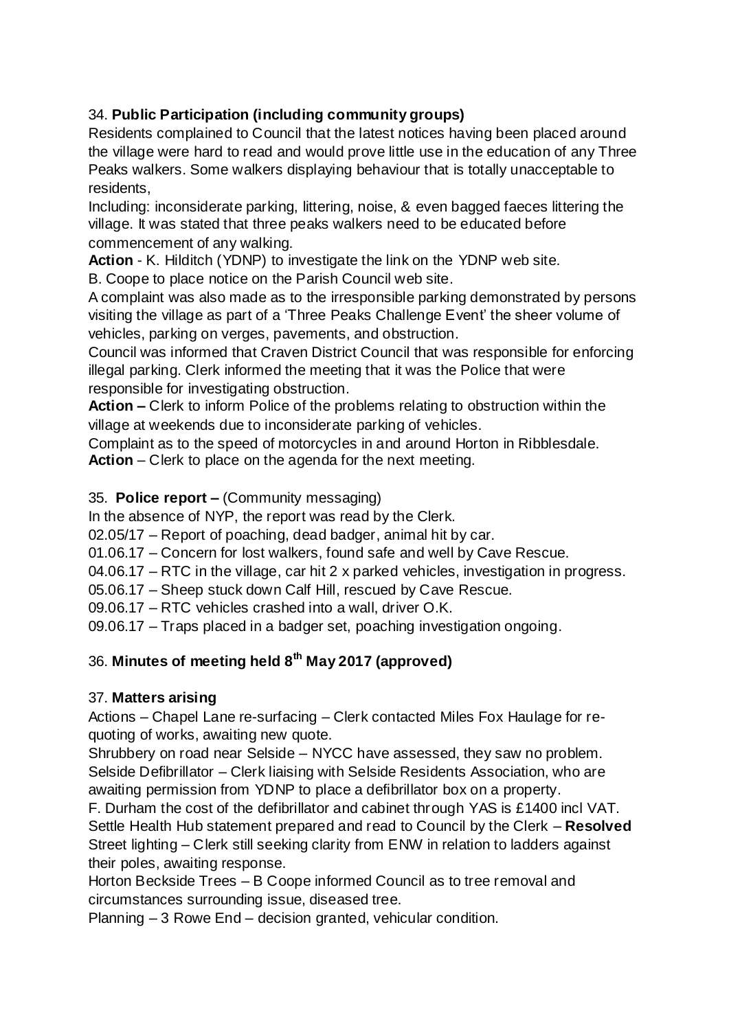34. **Public Participation (including community groups)**

Residents complained to Council that the latest notices having been placed around the village were hard to read and would prove little use in the education of any Three Peaks walkers. Some walkers displaying behaviour that is totally unacceptable to residents,

Including: inconsiderate parking, littering, noise, & even bagged faeces littering the village. It was stated that three peaks walkers need to be educated before commencement of any walking.

**Action** - K. Hilditch (YDNP) to investigate the link on the YDNP web site.

B. Coope to place notice on the Parish Council web site.

A complaint was also made as to the irresponsible parking demonstrated by persons visiting the village as part of a 'Three Peaks Challenge Event' the sheer volume of vehicles, parking on verges, pavements, and obstruction.

Council was informed that Craven District Council that was responsible for enforcing illegal parking. Clerk informed the meeting that it was the Police that were responsible for investigating obstruction.

**Action –** Clerk to inform Police of the problems relating to obstruction within the village at weekends due to inconsiderate parking of vehicles.

Complaint as to the speed of motorcycles in and around Horton in Ribblesdale.

**Action** – Clerk to place on the agenda for the next meeting.

35. **Police report –** (Community messaging)

In the absence of NYP, the report was read by the Clerk.

02.05/17 – Report of poaching, dead badger, animal hit by car.

01.06.17 – Concern for lost walkers, found safe and well by Cave Rescue.

04.06.17 – RTC in the village, car hit 2 x parked vehicles, investigation in progress.

05.06.17 – Sheep stuck down Calf Hill, rescued by Cave Rescue.

09.06.17 – RTC vehicles crashed into a wall, driver O.K.

09.06.17 – Traps placed in a badger set, poaching investigation ongoing.

36. **Minutes of meeting held 8th May 2017 (approved)**

37. **Matters arising**

Actions – Chapel Lane re-surfacing – Clerk contacted Miles Fox Haulage for re-quoting of works, awaiting new quote.

Shrubbery on road near Selside – NYCC have assessed, they saw no problem.

Selside Defibrillator – Clerk liaising with Selside Residents Association, who are awaiting permission from YDNP to place a defibrillator box on a property.

F. Durham the cost of the defibrillator and cabinet through YAS is £1400 incl VAT.

Settle Health Hub statement prepared and read to Council by the Clerk – **Resolved**

Street lighting – Clerk still seeking clarity from ENW in relation to ladders against their poles, awaiting response.

Horton Beckside Trees – B Coope informed Council as to tree removal and circumstances surrounding issue, diseased tree.

Planning – 3 Rowe End – decision granted, vehicular condition.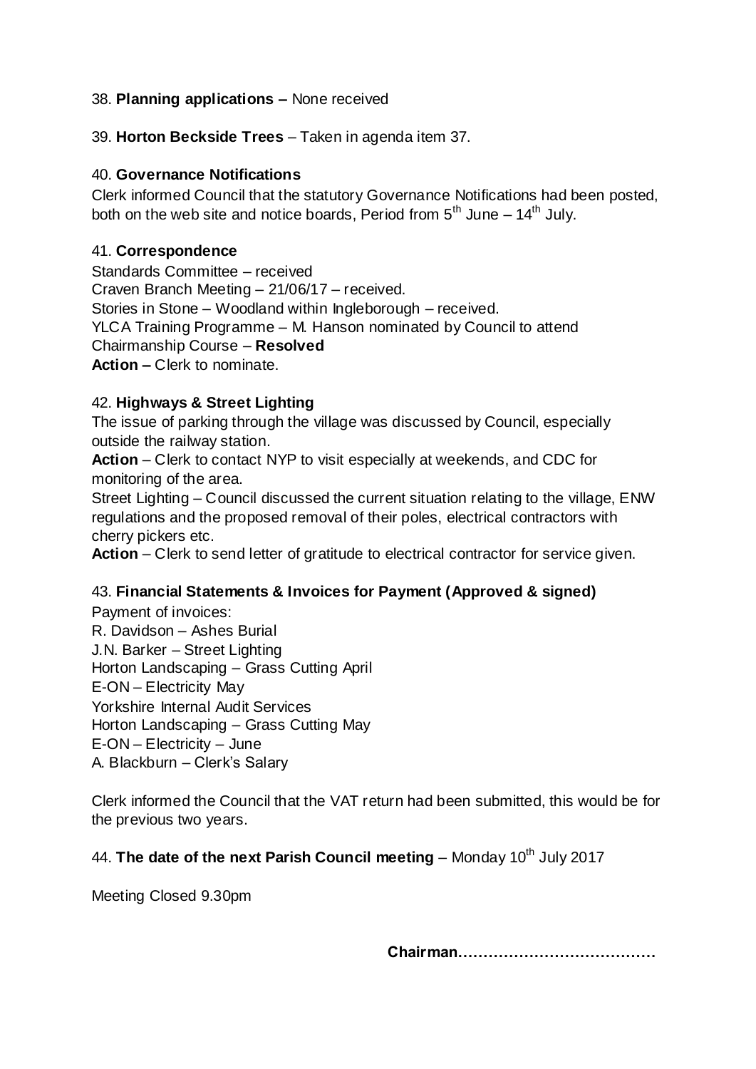38. **Planning applications –** None received

39. **Horton Beckside Trees** – Taken in agenda item 37.

40. **Governance Notifications**

Clerk informed Council that the statutory Governance Notifications had been posted, both on the web site and notice boards, Period from 5th June – 14th July.

41. **Correspondence**

Standards Committee – received
Craven Branch Meeting – 21/06/17 – received.
Stories in Stone – Woodland within Ingleborough – received.
YLCA Training Programme – M. Hanson nominated by Council to attend Chairmanship Course – **Resolved**
**Action –** Clerk to nominate.

42. **Highways & Street Lighting**

The issue of parking through the village was discussed by Council, especially outside the railway station.
**Action** – Clerk to contact NYP to visit especially at weekends, and CDC for monitoring of the area.
Street Lighting – Council discussed the current situation relating to the village, ENW regulations and the proposed removal of their poles, electrical contractors with cherry pickers etc.
**Action** – Clerk to send letter of gratitude to electrical contractor for service given.

43. **Financial Statements & Invoices for Payment (Approved & signed)**

Payment of invoices:
R. Davidson – Ashes Burial
J.N. Barker – Street Lighting
Horton Landscaping – Grass Cutting April
E-ON – Electricity May
Yorkshire Internal Audit Services
Horton Landscaping – Grass Cutting May
E-ON – Electricity – June
A. Blackburn – Clerk's Salary

Clerk informed the Council that the VAT return had been submitted, this would be for the previous two years.

44. **The date of the next Parish Council meeting** – Monday 10th July 2017

Meeting Closed 9.30pm

**Chairman…………………………………**